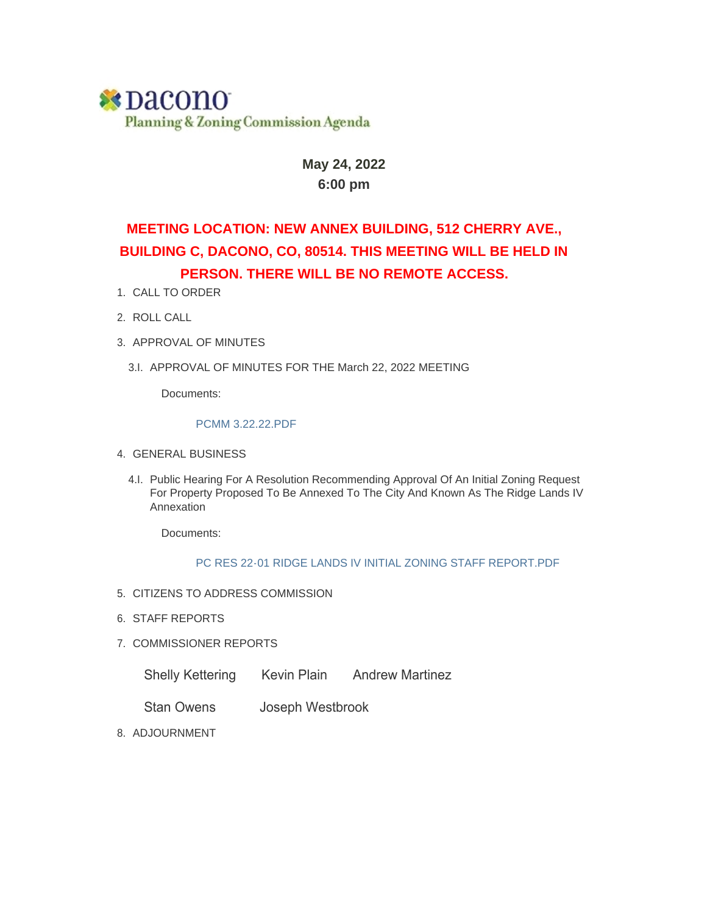# Dacono

## Planning & Zoning Commission Agenda

**May 24, 2022**
**6:00 pm**

**MEETING LOCATION: NEW ANNEX BUILDING, 512 CHERRY AVE., BUILDING C, DACONO, CO, 80514. THIS MEETING WILL BE HELD IN PERSON. THERE WILL BE NO REMOTE ACCESS.**

1. CALL TO ORDER
2. ROLL CALL
3. APPROVAL OF MINUTES

   3.I. APPROVAL OF MINUTES FOR THE March 22, 2022 MEETING

   Documents:

   PCMM 3.22.22.PDF

4. GENERAL BUSINESS

   4.I. Public Hearing For A Resolution Recommending Approval Of An Initial Zoning Request For Property Proposed To Be Annexed To The City And Known As The Ridge Lands IV Annexation

   Documents:

   PC RES 22-01 RIDGE LANDS IV INITIAL ZONING STAFF REPORT.PDF

5. CITIZENS TO ADDRESS COMMISSION
6. STAFF REPORTS
7. COMMISSIONER REPORTS

   Shelly Kettering    Kevin Plain    Andrew Martinez

   Stan Owens    Joseph Westbrook

8. ADJOURNMENT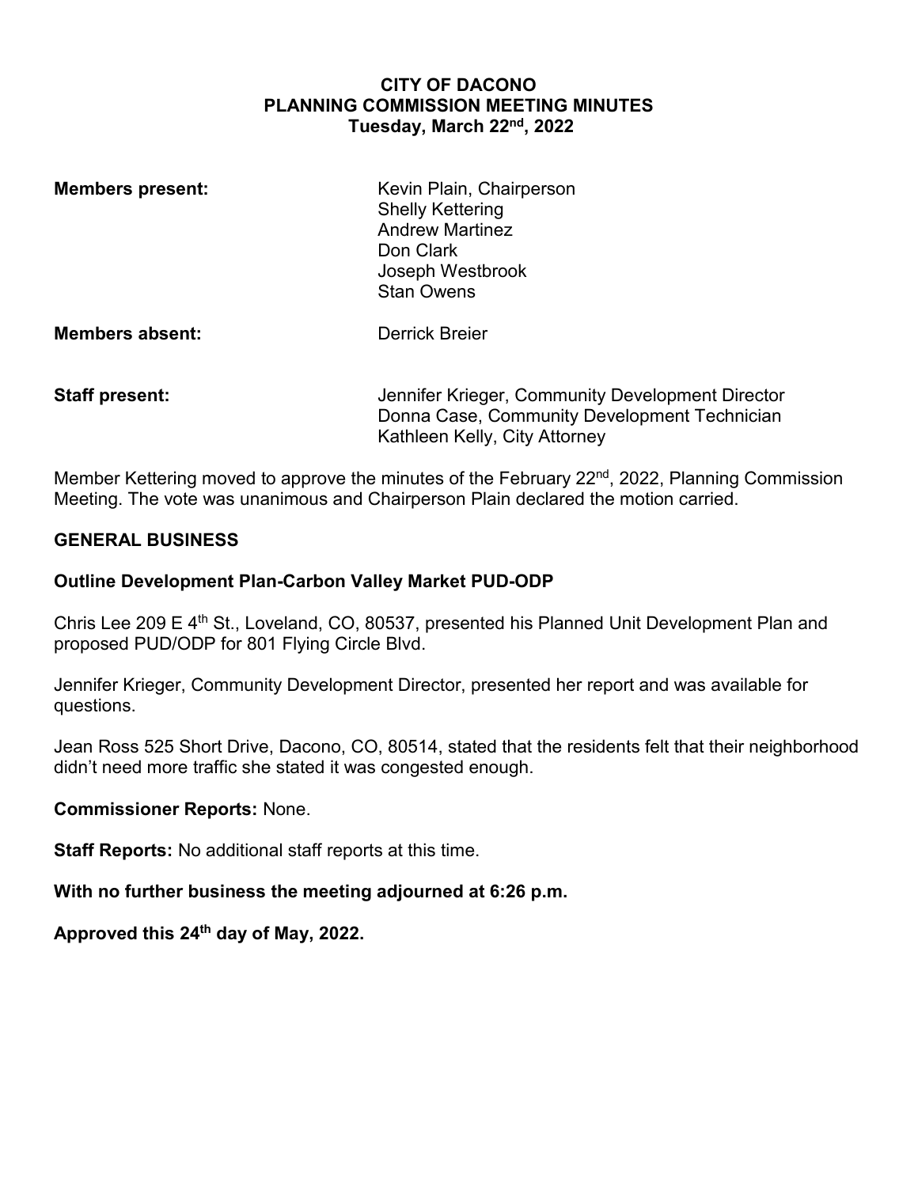**CITY OF DACONO**
**PLANNING COMMISSION MEETING MINUTES**
**Tuesday, March 22nd, 2022**

| | |
|---|---|
| **Members present:** | Kevin Plain, Chairperson<br>Shelly Kettering<br>Andrew Martinez<br>Don Clark<br>Joseph Westbrook<br>Stan Owens |
| **Members absent:** | Derrick Breier |
| **Staff present:** | Jennifer Krieger, Community Development Director<br>Donna Case, Community Development Technician<br>Kathleen Kelly, City Attorney |

Member Kettering moved to approve the minutes of the February 22nd, 2022, Planning Commission Meeting. The vote was unanimous and Chairperson Plain declared the motion carried.

## GENERAL BUSINESS

### Outline Development Plan-Carbon Valley Market PUD-ODP

Chris Lee 209 E 4th St., Loveland, CO, 80537, presented his Planned Unit Development Plan and proposed PUD/ODP for 801 Flying Circle Blvd.

Jennifer Krieger, Community Development Director, presented her report and was available for questions.

Jean Ross 525 Short Drive, Dacono, CO, 80514, stated that the residents felt that their neighborhood didn't need more traffic she stated it was congested enough.

**Commissioner Reports:** None.

**Staff Reports:** No additional staff reports at this time.

**With no further business the meeting adjourned at 6:26 p.m.**

**Approved this 24th day of May, 2022.**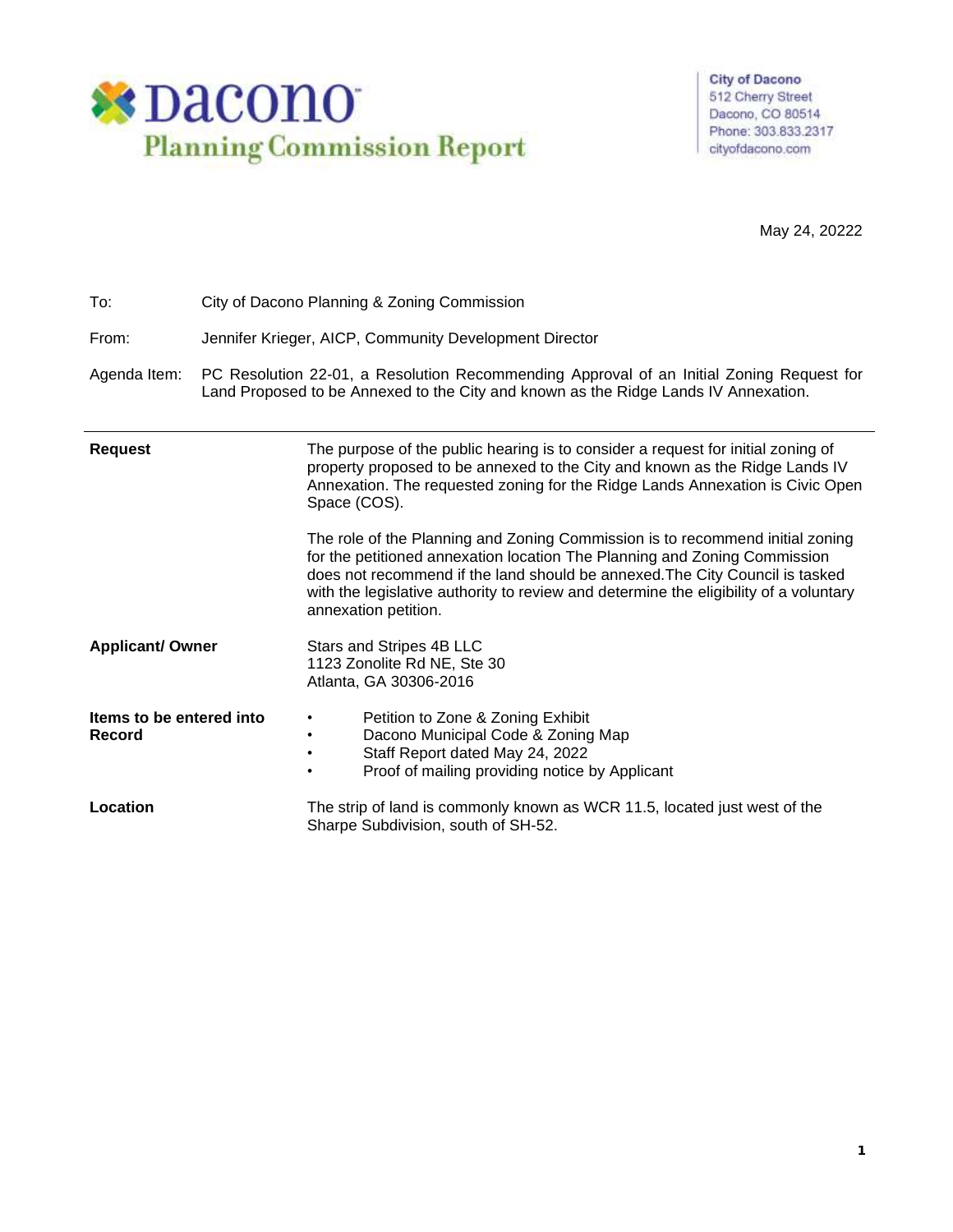# Dacono Planning Commission Report

City of Dacono
512 Cherry Street
Dacono, CO 80514
Phone: 303.833.2317
cityofdacono.com

May 24, 20222

To: City of Dacono Planning & Zoning Commission

From: Jennifer Krieger, AICP, Community Development Director

Agenda Item: PC Resolution 22-01, a Resolution Recommending Approval of an Initial Zoning Request for Land Proposed to be Annexed to the City and known as the Ridge Lands IV Annexation.

---

**Request**

The purpose of the public hearing is to consider a request for initial zoning of property proposed to be annexed to the City and known as the Ridge Lands IV Annexation. The requested zoning for the Ridge Lands Annexation is Civic Open Space (COS).

The role of the Planning and Zoning Commission is to recommend initial zoning for the petitioned annexation location The Planning and Zoning Commission does not recommend if the land should be annexed.The City Council is tasked with the legislative authority to review and determine the eligibility of a voluntary annexation petition.

**Applicant/ Owner**

Stars and Stripes 4B LLC
1123 Zonolite Rd NE, Ste 30
Atlanta, GA 30306-2016

**Items to be entered into Record**

- Petition to Zone & Zoning Exhibit
- Dacono Municipal Code & Zoning Map
- Staff Report dated May 24, 2022
- Proof of mailing providing notice by Applicant

**Location**

The strip of land is commonly known as WCR 11.5, located just west of the Sharpe Subdivision, south of SH-52.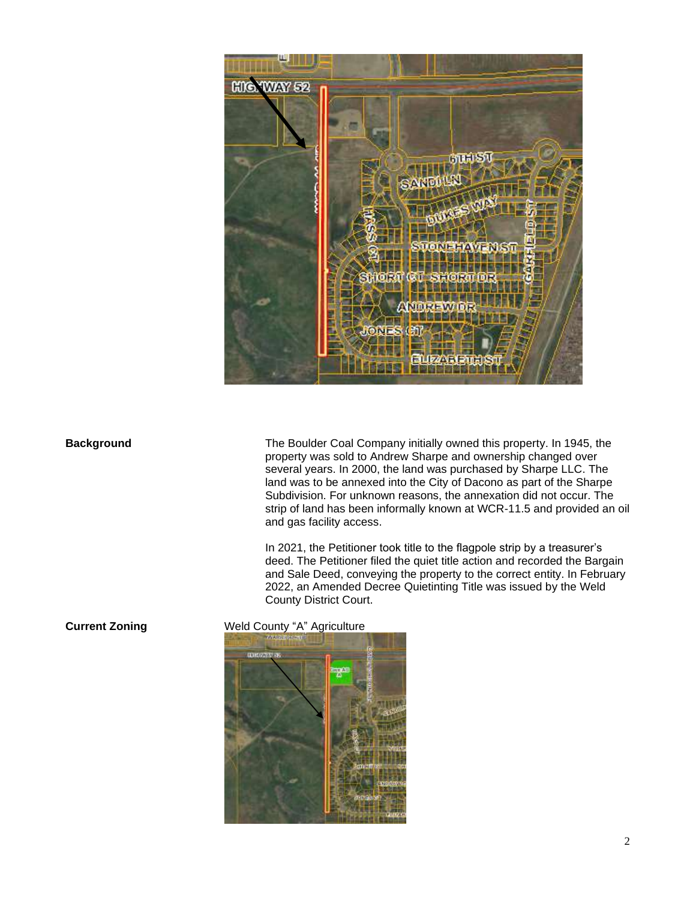**Background**

The Boulder Coal Company initially owned this property. In 1945, the property was sold to Andrew Sharpe and ownership changed over several years. In 2000, the land was purchased by Sharpe LLC. The land was to be annexed into the City of Dacono as part of the Sharpe Subdivision. For unknown reasons, the annexation did not occur. The strip of land has been informally known at WCR-11.5 and provided an oil and gas facility access.

In 2021, the Petitioner took title to the flagpole strip by a treasurer's deed. The Petitioner filed the quiet title action and recorded the Bargain and Sale Deed, conveying the property to the correct entity. In February 2022, an Amended Decree Quietinting Title was issued by the Weld County District Court.

**Current Zoning**

Weld County "A" Agriculture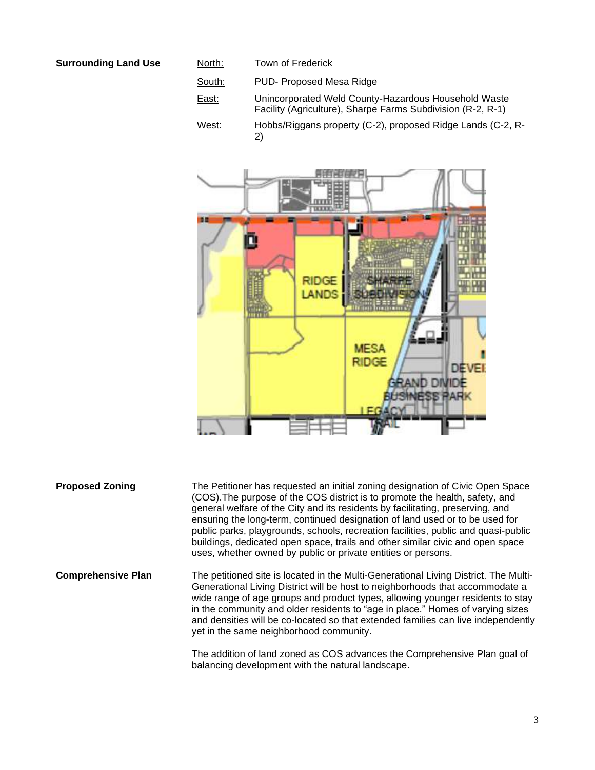**Surrounding Land Use**

| | |
|---|---|
| North: | Town of Frederick |
| South: | PUD- Proposed Mesa Ridge |
| East: | Unincorporated Weld County-Hazardous Household Waste Facility (Agriculture), Sharpe Farms Subdivision (R-2, R-1) |
| West: | Hobbs/Riggans property (C-2), proposed Ridge Lands (C-2, R-2) |

**Proposed Zoning**

The Petitioner has requested an initial zoning designation of Civic Open Space (COS).The purpose of the COS district is to promote the health, safety, and general welfare of the City and its residents by facilitating, preserving, and ensuring the long-term, continued designation of land used or to be used for public parks, playgrounds, schools, recreation facilities, public and quasi-public buildings, dedicated open space, trails and other similar civic and open space uses, whether owned by public or private entities or persons.

**Comprehensive Plan**

The petitioned site is located in the Multi-Generational Living District. The Multi-Generational Living District will be host to neighborhoods that accommodate a wide range of age groups and product types, allowing younger residents to stay in the community and older residents to "age in place." Homes of varying sizes and densities will be co-located so that extended families can live independently yet in the same neighborhood community.

The addition of land zoned as COS advances the Comprehensive Plan goal of balancing development with the natural landscape.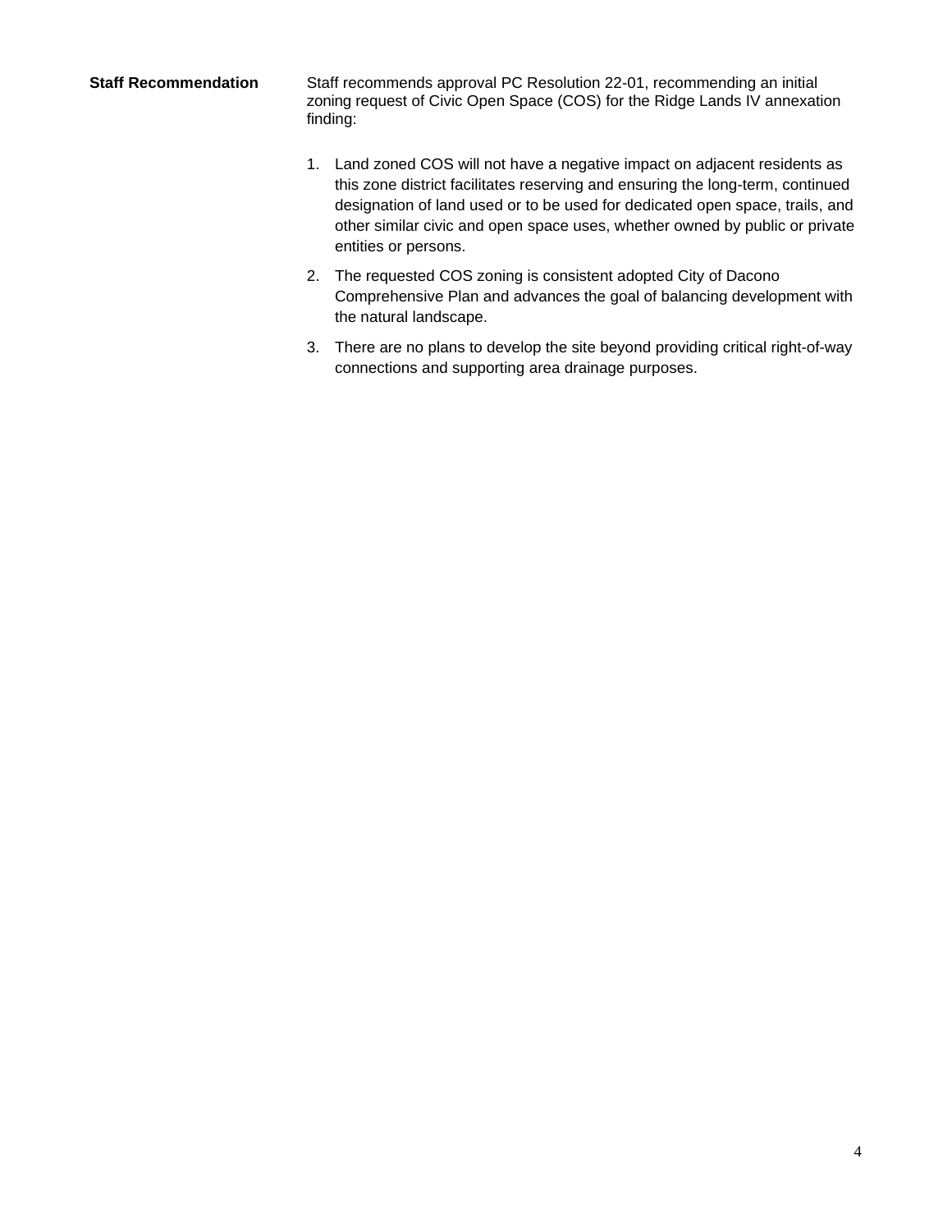**Staff Recommendation**

Staff recommends approval PC Resolution 22-01, recommending an initial zoning request of Civic Open Space (COS) for the Ridge Lands IV annexation finding:

1. Land zoned COS will not have a negative impact on adjacent residents as this zone district facilitates reserving and ensuring the long-term, continued designation of land used or to be used for dedicated open space, trails, and other similar civic and open space uses, whether owned by public or private entities or persons.
2. The requested COS zoning is consistent adopted City of Dacono Comprehensive Plan and advances the goal of balancing development with the natural landscape.
3. There are no plans to develop the site beyond providing critical right-of-way connections and supporting area drainage purposes.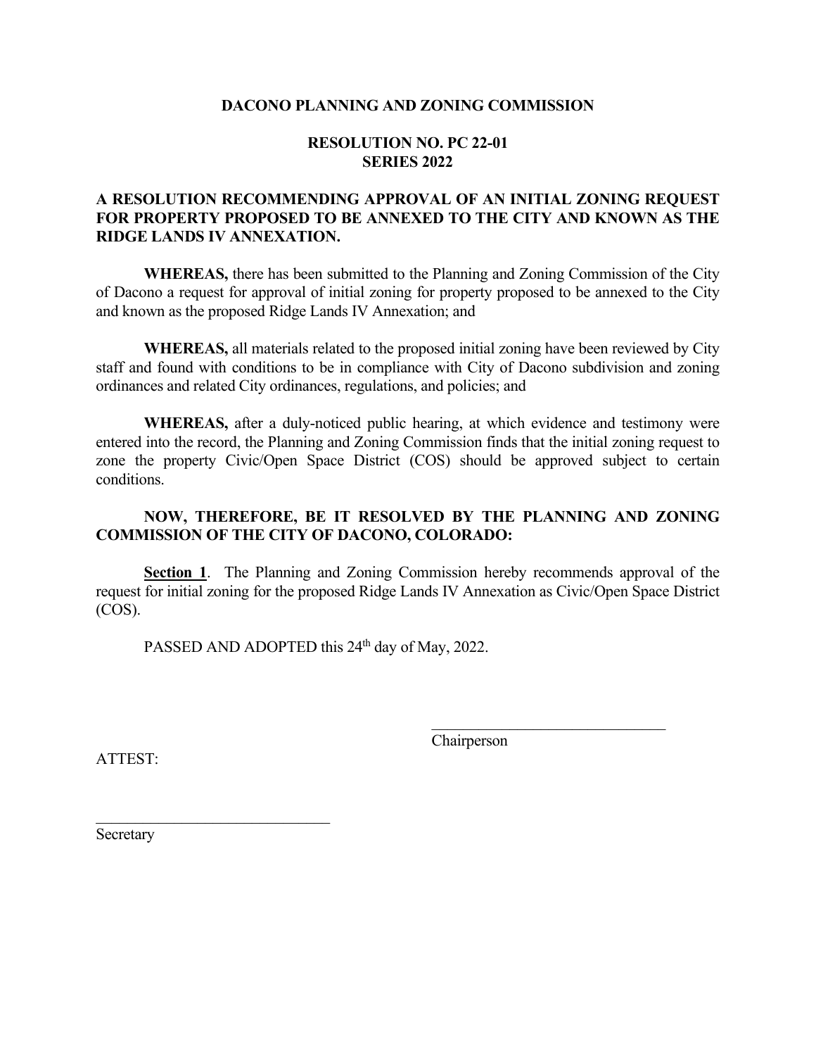**DACONO PLANNING AND ZONING COMMISSION**

**RESOLUTION NO. PC 22-01**
**SERIES 2022**

**A RESOLUTION RECOMMENDING APPROVAL OF AN INITIAL ZONING REQUEST FOR PROPERTY PROPOSED TO BE ANNEXED TO THE CITY AND KNOWN AS THE RIDGE LANDS IV ANNEXATION.**

**WHEREAS,** there has been submitted to the Planning and Zoning Commission of the City of Dacono a request for approval of initial zoning for property proposed to be annexed to the City and known as the proposed Ridge Lands IV Annexation; and

**WHEREAS,** all materials related to the proposed initial zoning have been reviewed by City staff and found with conditions to be in compliance with City of Dacono subdivision and zoning ordinances and related City ordinances, regulations, and policies; and

**WHEREAS,** after a duly-noticed public hearing, at which evidence and testimony were entered into the record, the Planning and Zoning Commission finds that the initial zoning request to zone the property Civic/Open Space District (COS) should be approved subject to certain conditions.

**NOW, THEREFORE, BE IT RESOLVED BY THE PLANNING AND ZONING COMMISSION OF THE CITY OF DACONO, COLORADO:**

**Section 1**. The Planning and Zoning Commission hereby recommends approval of the request for initial zoning for the proposed Ridge Lands IV Annexation as Civic/Open Space District (COS).

PASSED AND ADOPTED this 24th day of May, 2022.

\_\_\_\_\_\_\_\_\_\_\_\_\_\_\_\_\_\_\_\_\_\_\_\_\_\_\_\_\_\_
Chairperson

ATTEST:

\_\_\_\_\_\_\_\_\_\_\_\_\_\_\_\_\_\_\_\_\_\_\_\_\_\_\_\_\_\_
Secretary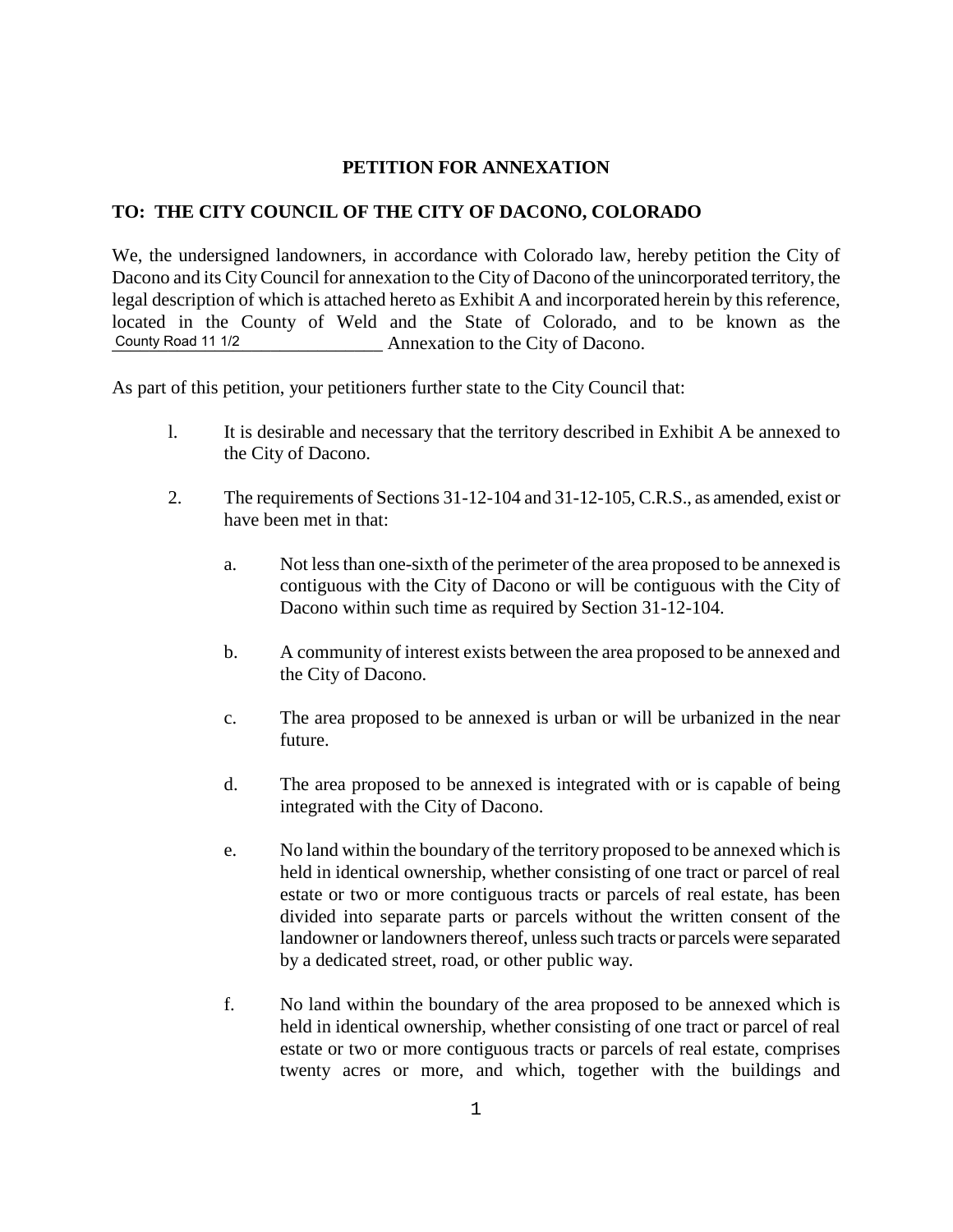**PETITION FOR ANNEXATION**

**TO: THE CITY COUNCIL OF THE CITY OF DACONO, COLORADO**

We, the undersigned landowners, in accordance with Colorado law, hereby petition the City of Dacono and its City Council for annexation to the City of Dacono of the unincorporated territory, the legal description of which is attached hereto as Exhibit A and incorporated herein by this reference, located in the County of Weld and the State of Colorado, and to be known as the County Road 11 1/2 Annexation to the City of Dacono.

As part of this petition, your petitioners further state to the City Council that:

1. It is desirable and necessary that the territory described in Exhibit A be annexed to the City of Dacono.

2. The requirements of Sections 31-12-104 and 31-12-105, C.R.S., as amended, exist or have been met in that:

   a. Not less than one-sixth of the perimeter of the area proposed to be annexed is contiguous with the City of Dacono or will be contiguous with the City of Dacono within such time as required by Section 31-12-104.

   b. A community of interest exists between the area proposed to be annexed and the City of Dacono.

   c. The area proposed to be annexed is urban or will be urbanized in the near future.

   d. The area proposed to be annexed is integrated with or is capable of being integrated with the City of Dacono.

   e. No land within the boundary of the territory proposed to be annexed which is held in identical ownership, whether consisting of one tract or parcel of real estate or two or more contiguous tracts or parcels of real estate, has been divided into separate parts or parcels without the written consent of the landowner or landowners thereof, unless such tracts or parcels were separated by a dedicated street, road, or other public way.

   f. No land within the boundary of the area proposed to be annexed which is held in identical ownership, whether consisting of one tract or parcel of real estate or two or more contiguous tracts or parcels of real estate, comprises twenty acres or more, and which, together with the buildings and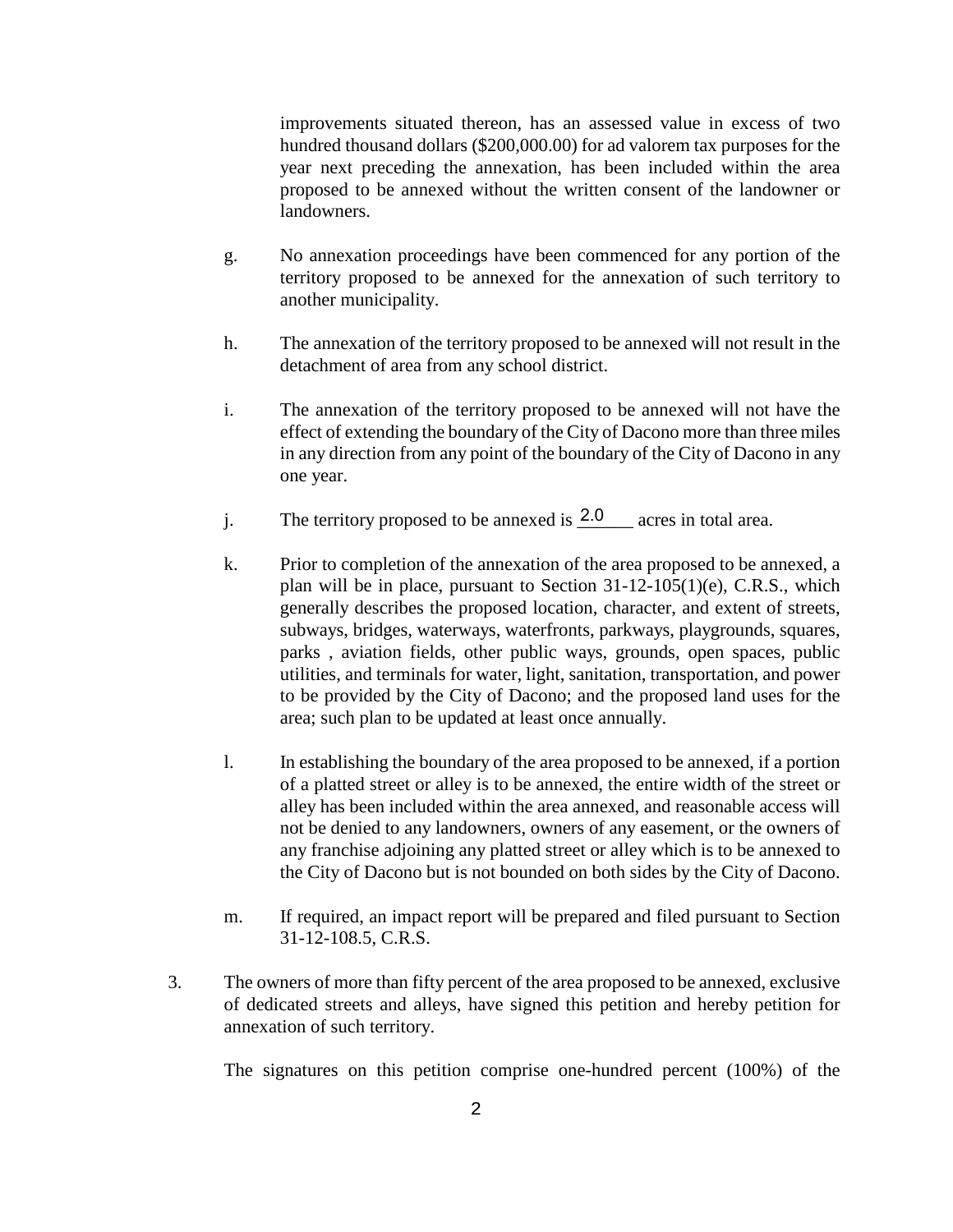improvements situated thereon, has an assessed value in excess of two hundred thousand dollars ($200,000.00) for ad valorem tax purposes for the year next preceding the annexation, has been included within the area proposed to be annexed without the written consent of the landowner or landowners.

g. No annexation proceedings have been commenced for any portion of the territory proposed to be annexed for the annexation of such territory to another municipality.

h. The annexation of the territory proposed to be annexed will not result in the detachment of area from any school district.

i. The annexation of the territory proposed to be annexed will not have the effect of extending the boundary of the City of Dacono more than three miles in any direction from any point of the boundary of the City of Dacono in any one year.

j. The territory proposed to be annexed is 2.0 acres in total area.

k. Prior to completion of the annexation of the area proposed to be annexed, a plan will be in place, pursuant to Section 31-12-105(1)(e), C.R.S., which generally describes the proposed location, character, and extent of streets, subways, bridges, waterways, waterfronts, parkways, playgrounds, squares, parks , aviation fields, other public ways, grounds, open spaces, public utilities, and terminals for water, light, sanitation, transportation, and power to be provided by the City of Dacono; and the proposed land uses for the area; such plan to be updated at least once annually.

l. In establishing the boundary of the area proposed to be annexed, if a portion of a platted street or alley is to be annexed, the entire width of the street or alley has been included within the area annexed, and reasonable access will not be denied to any landowners, owners of any easement, or the owners of any franchise adjoining any platted street or alley which is to be annexed to the City of Dacono but is not bounded on both sides by the City of Dacono.

m. If required, an impact report will be prepared and filed pursuant to Section 31-12-108.5, C.R.S.

3. The owners of more than fifty percent of the area proposed to be annexed, exclusive of dedicated streets and alleys, have signed this petition and hereby petition for annexation of such territory.

The signatures on this petition comprise one-hundred percent (100%) of the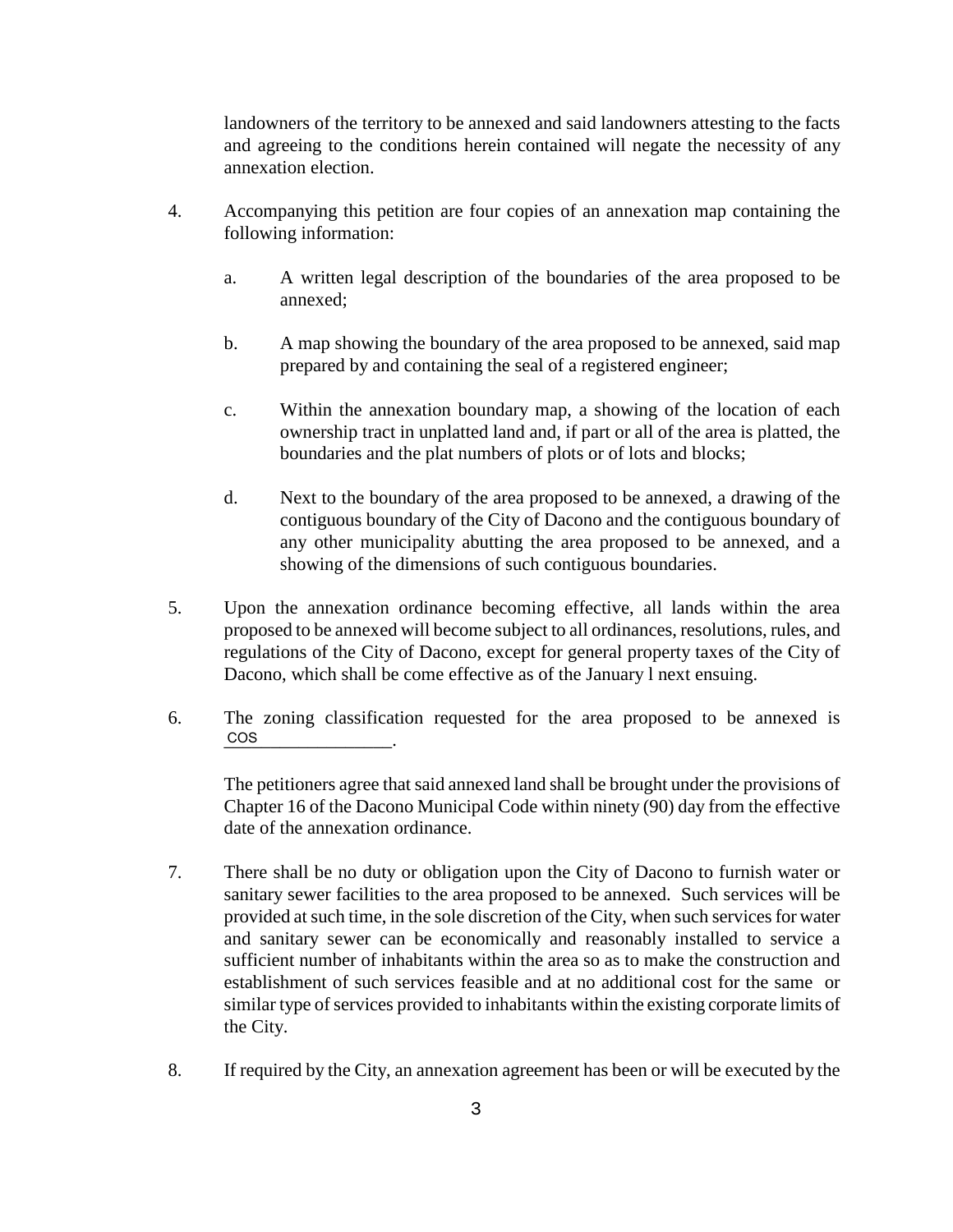landowners of the territory to be annexed and said landowners attesting to the facts and agreeing to the conditions herein contained will negate the necessity of any annexation election.

4. Accompanying this petition are four copies of an annexation map containing the following information:

   a. A written legal description of the boundaries of the area proposed to be annexed;

   b. A map showing the boundary of the area proposed to be annexed, said map prepared by and containing the seal of a registered engineer;

   c. Within the annexation boundary map, a showing of the location of each ownership tract in unplatted land and, if part or all of the area is platted, the boundaries and the plat numbers of plots or of lots and blocks;

   d. Next to the boundary of the area proposed to be annexed, a drawing of the contiguous boundary of the City of Dacono and the contiguous boundary of any other municipality abutting the area proposed to be annexed, and a showing of the dimensions of such contiguous boundaries.

5. Upon the annexation ordinance becoming effective, all lands within the area proposed to be annexed will become subject to all ordinances, resolutions, rules, and regulations of the City of Dacono, except for general property taxes of the City of Dacono, which shall be come effective as of the January l next ensuing.

6. The zoning classification requested for the area proposed to be annexed is COS.

   The petitioners agree that said annexed land shall be brought under the provisions of Chapter 16 of the Dacono Municipal Code within ninety (90) day from the effective date of the annexation ordinance.

7. There shall be no duty or obligation upon the City of Dacono to furnish water or sanitary sewer facilities to the area proposed to be annexed. Such services will be provided at such time, in the sole discretion of the City, when such services for water and sanitary sewer can be economically and reasonably installed to service a sufficient number of inhabitants within the area so as to make the construction and establishment of such services feasible and at no additional cost for the same or similar type of services provided to inhabitants within the existing corporate limits of the City.

8. If required by the City, an annexation agreement has been or will be executed by the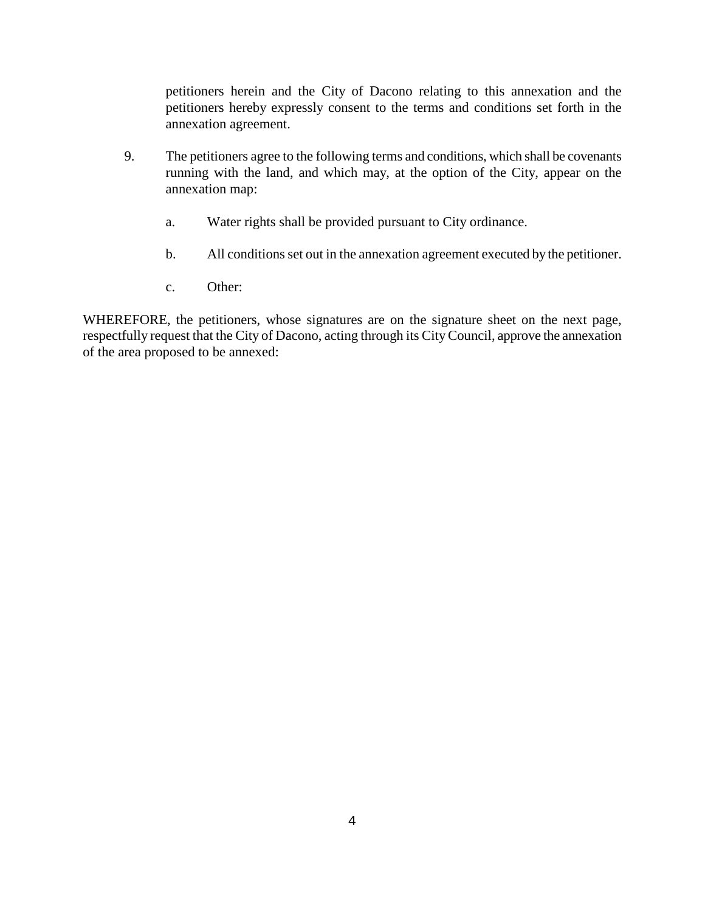petitioners herein and the City of Dacono relating to this annexation and the petitioners hereby expressly consent to the terms and conditions set forth in the annexation agreement.

9. The petitioners agree to the following terms and conditions, which shall be covenants running with the land, and which may, at the option of the City, appear on the annexation map:

   a. Water rights shall be provided pursuant to City ordinance.

   b. All conditions set out in the annexation agreement executed by the petitioner.

   c. Other:

WHEREFORE, the petitioners, whose signatures are on the signature sheet on the next page, respectfully request that the City of Dacono, acting through its City Council, approve the annexation of the area proposed to be annexed: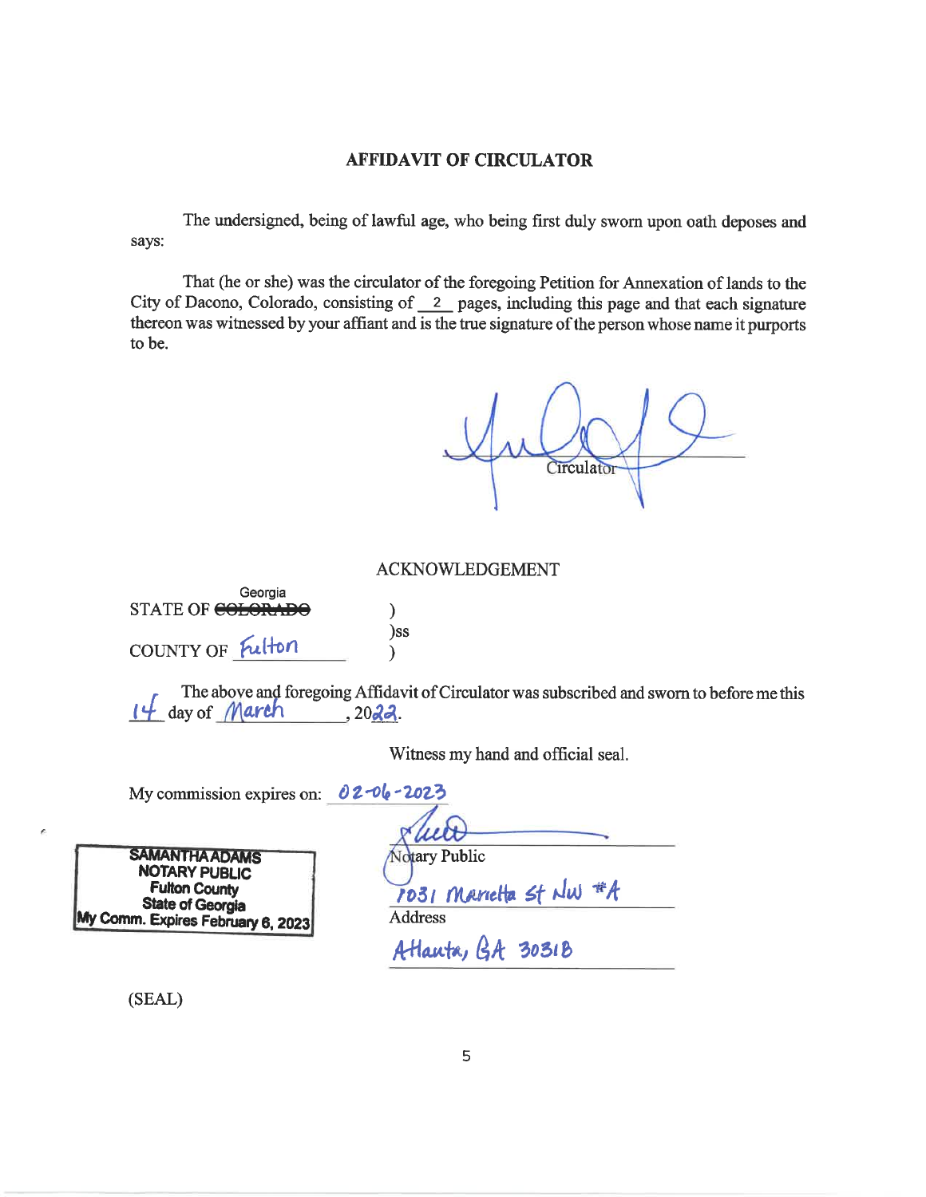# AFFIDAVIT OF CIRCULATOR

The undersigned, being of lawful age, who being first duly sworn upon oath deposes and says:

That (he or she) was the circulator of the foregoing Petition for Annexation of lands to the City of Dacono, Colorado, consisting of 2 pages, including this page and that each signature thereon was witnessed by your affiant and is the true signature of the person whose name it purports to be.

_______________
Circulator

ACKNOWLEDGEMENT

STATE OF ~~COLORADO~~ Georgia )
)ss
COUNTY OF Fulton )

The above and foregoing Affidavit of Circulator was subscribed and sworn to before me this 14 day of March, 2022.

Witness my hand and official seal.

My commission expires on: 02-06-2023

SAMANTHA ADAMS
NOTARY PUBLIC
Fulton County
State of Georgia
My Comm. Expires February 6, 2023

_______________
Notary Public

1031 Marietta St NW #A
Address

Atlanta, GA 30318

(SEAL)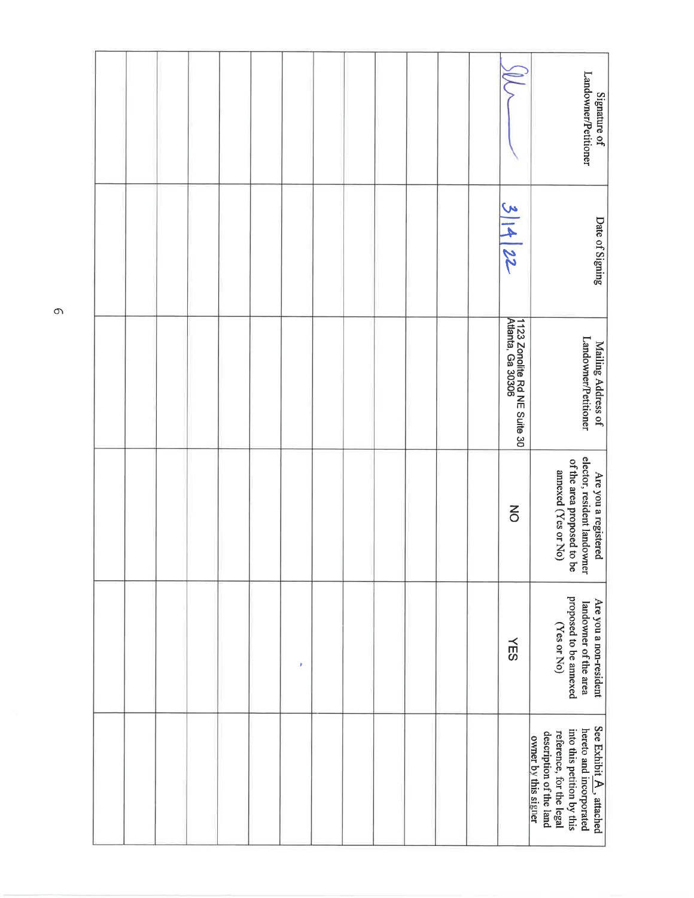| Signature of Landowner/Petitioner | Date of Signing | Mailing Address of Landowner/Petitioner | Are you a registered elector, resident landowner of the area proposed to be annexed (Yes or No) | Are you a non-resident landowner of the area proposed to be annexed (Yes or No) | See Exhibit A, attached hereto and incorporated into this petition by this reference, for the legal description of the land owner by this signer |
| --- | --- | --- | --- | --- | --- |
| (signature) | 3/14/22 | 1123 Zonolite Rd NE Suite 30 Atlanta, Ga 30306 | NO | YES | |
| | | | | | |
| | | | | | |
| | | | | | |
| | | | | | |
| | | | | | |
| | | | | | |
| | | | | | |
| | | | | | |
| | | | | | |
| | | | | | |
| | | | | | |
| | | | | | |
| | | | | | |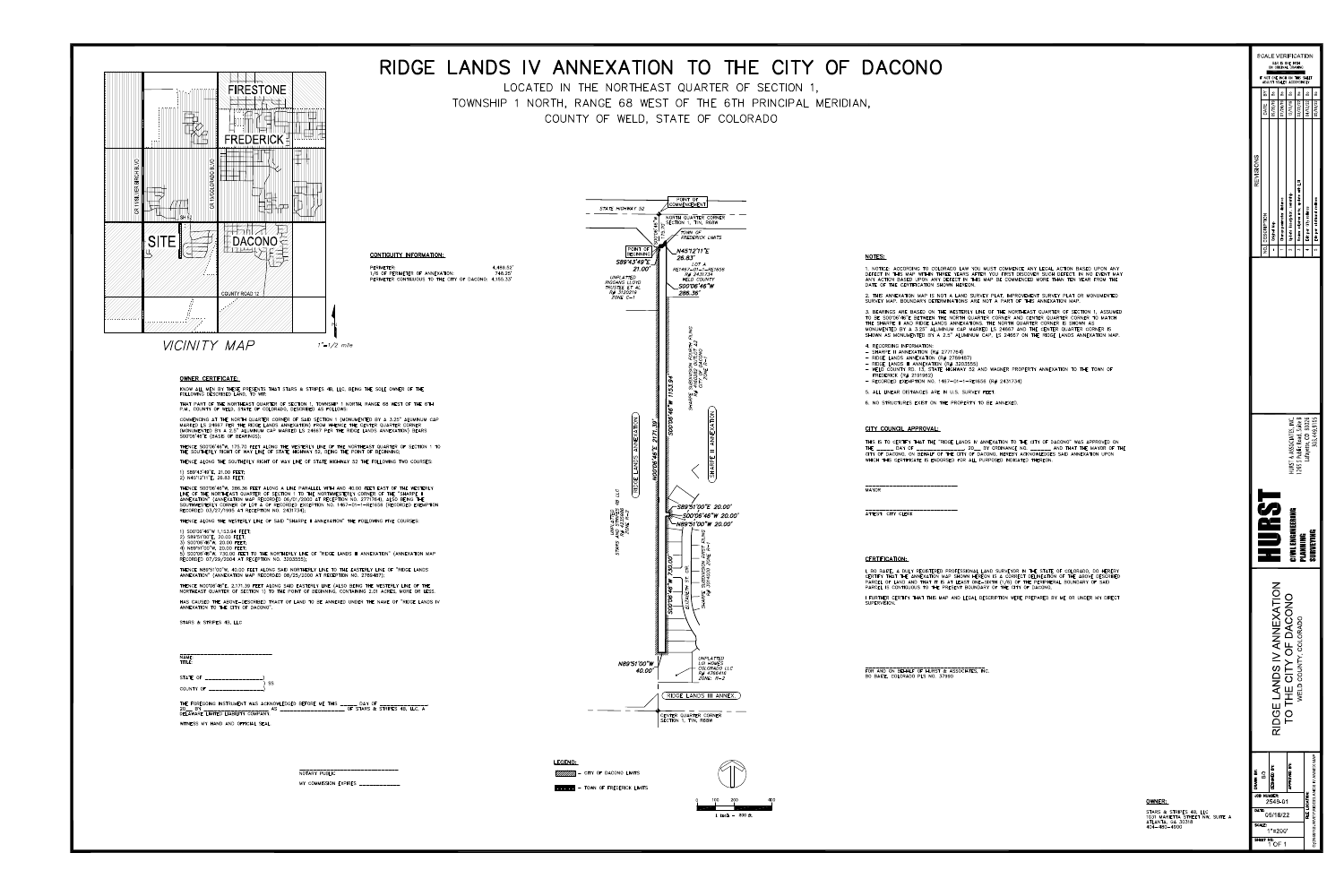# RIDGE LANDS IV ANNEXATION TO THE CITY OF DACONO

LOCATED IN THE NORTHEAST QUARTER OF SECTION 1,
TOWNSHIP 1 NORTH, RANGE 68 WEST OF THE 6TH PRINCIPAL MERIDIAN,
COUNTY OF WELD, STATE OF COLORADO

VICINITY MAP 1"=1/2 mile

FIRESTONE
FREDERICK
SITE
DACONO
COUNTY ROAD 12
SH 52

## CONTIGUITY INFORMATION:

PERIMETER: 4,489.53'
1/6 OF PERIMETER OF ANNEXATION: 748.25'
PERIMETER CONTIGUOUS TO THE CITY OF DACONO: 4,155.33'

## OWNER CERTIFICATE:

KNOW ALL MEN BY THESE PRESENTS THAT STARS & STRIPES 48, LLC, BEING THE SOLE OWNER OF THE FOLLOWING DESCRIBED LAND, TO WIT:

THAT PART OF THE NORTHEAST QUARTER OF SECTION 1, TOWNSHIP 1 NORTH, RANGE 68 WEST OF THE 6TH P.M., COUNTY OF WELD, STATE OF COLORADO, DESCRIBED AS FOLLOWS:

COMMENCING AT THE NORTH QUARTER CORNER OF SAID SECTION 1 (MONUMENTED BY A 3.25" ALUMINUM CAP MARKED LS 24667 PER THE RIDGE LANDS ANNEXATION) FROM WHENCE THE CENTER QUARTER CORNER (MONUMENTED BY A 2.5" ALUMINUM CAP MARKED LS 24667 PER THE RIDGE LANDS ANNEXATION) BEARS S00°06'46"E (BASIS OF BEARINGS);

THENCE S00°06'46"W, 175.70 FEET ALONG THE WESTERLY LINE OF THE NORTHEAST QUARTER OF SECTION 1 TO THE SOUTHERLY RIGHT OF WAY LINE OF STATE HIGHWAY 52, BEING THE POINT OF BEGINNING;

THENCE ALONG THE SOUTHERLY RIGHT OF WAY LINE OF STATE HIGHWAY 52 THE FOLLOWING TWO COURSES:

1) S89°43'49"E, 21.00 FEET;
2) N45°12'11"E, 26.83 FEET;

THENCE S00°06'46"W, 286.36 FEET ALONG A LINE PARALLEL WITH AND 40.00 FEET EAST OF THE WESTERLY LINE OF THE NORTHEAST QUARTER OF SECTION 1 TO THE NORTHWESTERLY CORNER OF THE "SHARPE II ANNEXATION" (ANNEXATION MAP RECORDED 06/21/2000 AT RECEPTION NO. 2771764), ALSO BEING THE SOUTHWESTERLY CORNER OF LOT A OF RECORDED EXEMPTION NO. 1467-01-1-RE1656 (RECORDED EXEMPTION RECORDED 03/27/1995 AT RECEPTION NO. 2431734);

THENCE ALONG THE WESTERLY LINE OF SAID "SHARPE II ANNEXATION" THE FOLLOWING FIVE COURSES:

1) S00°06'46"W 1,153.94 FEET;
2) S89°51'00"E, 20.00 FEET;
3) S00°06'46"W, 20.00 FEET;
4) N89°51'00"W, 20.00 FEET;
5) S00°06'46"W, 730.00 FEET TO THE NORTHERLY LINE OF "RIDGE LANDS III ANNEXATION" (ANNEXATION MAP RECORDED 07/29/2004 AT RECEPTION NO. 3203555);

THENCE N89°51'00"W, 40.00 FEET ALONG SAID NORTHERLY LINE TO THE EASTERLY LINE OF "RIDGE LANDS ANNEXATION" (ANNEXATION MAP RECORDED 08/25/2000 AT RECEPTION NO. 2789487);

THENCE N00°06'46"E, 2,171.39 FEET ALONG SAID EASTERLY LINE (ALSO BEING THE WESTERLY LINE OF THE NORTHEAST QUARTER OF SECTION 1) TO THE POINT OF BEGINNING, CONTAINING 2.01 ACRES, MORE OR LESS.

HAS CAUSED THE ABOVE-DESCRIBED TRACT OF LAND TO BE ANNEXED UNDER THE NAME OF "RIDGE LANDS IV ANNEXATION TO THE CITY OF DACONO".

STARS & STRIPES 48, LLC

______________________
NAME
TITLE

STATE OF ______________ )
) SS
COUNTY OF ______________ )

THE FOREGOING INSTRUMENT WAS ACKNOWLEDGED BEFORE ME THIS ______ DAY OF ______________ 20___ BY ______________ AS ______________ OF STARS & STRIPES 48, LLC, A DELAWARE LIMITED LIABILITY COMPANY.

WITNESS MY HAND AND OFFICIAL SEAL

______________________
NOTARY PUBLIC
MY COMMISSION EXPIRES ____________

STATE HIGHWAY 52
POINT OF COMMENCEMENT
NORTH QUARTER CORNER SECTION 1, T1N, R68W
TOWN OF FREDERICK LIMITS
POINT OF BEGINNING
S00°06'46"W 175.70'
S89°43'49"E 21.00'
N45°12'11"E 26.83'
LOT A RE1467-01-1-RE1656 R# 2431734 WELD COUNTY
S00°06'46"W 286.36'
UNPLATTED RIGGINS LLOYD TRUSTEE ET AL R# 3120216 ZONE: C-1
SHARPE SUBDIVISION FOURTH FILING R# 2460260 OUTLOT A2 CITY OF DACONO ZONE: R-1
RIDGE LANDS ANNEXATION
N00°06'46"E 2171.39'
S00°06'46"W 1153.94'
SHARPE II ANNEXATION
UNPLATTED STARS AND STRIPES 48 LLC R# 3259363 ZONE: R-2
S89°51'00"E 20.00'
S00°06'46"W 20.00'
N89°51'00"W 20.00'
S00°06'46"W 730.00'
ELIZABETH ST. CIR.
SHARPE SUBDIVISION FIRST FILING R# 3314030 ZONE: R-1
N89°51'00"W 40.00'
UNPLATTED LGI HOMES COLORADO LLC R# 4768416 ZONE: R-2
RIDGE LANDS III ANNEX.
CENTER QUARTER CORNER SECTION 1, T1N, R68W

LEGEND:
- CITY OF DACONO LIMITS
- TOWN OF FREDERICK LIMITS

1 inch = 200 ft.

## NOTES:

1. NOTICE: ACCORDING TO COLORADO LAW YOU MUST COMMENCE ANY LEGAL ACTION BASED UPON ANY DEFECT IN THIS MAP WITHIN THREE YEARS AFTER YOU FIRST DISCOVER SUCH DEFECT. IN NO EVENT MAY ANY ACTION BASED UPON ANY DEFECT IN THIS MAP BE COMMENCED MORE THAN TEN YEAR FROM THE DATE OF THE CERTIFICATION SHOWN HEREON.

2. THIS ANNEXATION MAP IS NOT A LAND SURVEY PLAT, IMPROVEMENT SURVEY PLAT OR MONUMENTED SURVEY MAP. BOUNDARY DETERMINATIONS ARE NOT A PART OF THIS ANNEXATION MAP.

3. BEARINGS ARE BASED ON THE WESTERLY LINE OF THE NORTHEAST QUARTER OF SECTION 1, ASSUMED TO BE S00°06'46"E BETWEEN THE NORTH QUARTER CORNER AND CENTER QUARTER CORNER TO MATCH THE SHARPE II AND RIDGE LANDS ANNEXATIONS. THE NORTH QUARTER CORNER IS SHOWN AS MONUMENTED BY A 3.25" ALUMINUM CAP MARKED LS 24667 AND THE CENTER QUARTER CORNER IS SHOWN AS MONUMENTED BY A 2.5" ALUMINUM CAP, LS 24667 ON THE RIDGE LANDS ANNEXATION MAP.

4. RECORDING INFORMATION:
- SHARPE II ANNEXATION (R# 2771764)
- RIDGE LANDS ANNEXATION (R# 2789487)
- RIDGE LANDS III ANNEXATION (R# 3203555)
- WELD COUNTY RD. 13, STATE HIGHWAY 52 AND WAGNER PROPERTY ANNEXATION TO THE TOWN OF FREDERICK (R# 2191952)
- RECORDED EXEMPTION NO. 1467-01-1-RE1656 (R# 2431734)

5. ALL LINEAR DISTANCES ARE IN U.S. SURVEY FEET.

6. NO STRUCTURES EXIST ON THE PROPERTY TO BE ANNEXED.

## CITY COUNCIL APPROVAL:

THIS IS TO CERTIFY THAT THE "RIDGE LANDS IV ANNEXATION TO THE CITY OF DACONO" WAS APPROVED ON THE ____ DAY OF ____________, 20___ BY ORDINANCE NO. ________ AND THAT THE MAYOR OF THE CITY OF DACONO, ON BEHALF OF THE CITY OF DACONO, HEREBY ACKNOWLEDGES SAID ANNEXATION UPON WHICH THIS CERTIFICATE IS ENDORSED FOR ALL PURPOSES INDICATED THEREON.

______________________
MAYOR

______________________
ATTEST: CITY CLERK

## CERTIFICATION:

I, BO BAIZE, A DULY REGISTERED PROFESSIONAL LAND SURVEYOR IN THE STATE OF COLORADO, DO HEREBY CERTIFY THAT THE ANNEXATION MAP SHOWN HEREON IS A CORRECT DELINEATION OF THE ABOVE DESCRIBED PARCEL OF LAND AND THAT IT IS AT LEAST ONE-SIXTH (1/6) OF THE PERIPHERAL BOUNDARY OF SAID PARCEL IS CONTIGUOUS TO THE PRESENT BOUNDARY OF THE CITY OF DACONO.

I FURTHER CERTIFY THAT THIS MAP AND LEGAL DESCRIPTION WERE PREPARED BY ME OR UNDER MY DIRECT SUPERVISION.

______________________
FOR AND ON BEHALF OF HURST & ASSOCIATES, INC.
BO BAIZE, COLORADO PLS NO. 37990

## OWNER:

STARS & STRIPES 48, LLC
1031 MARIETTA STREET NW, SUITE A
ATLANTA, GA 30318
404-483-4800

HURST
CIVIL ENGINEERING
PLANNING
SURVEYING
HURST & ASSOCIATES, INC.
1265 S. Public Road, Suite B
Lafayette, CO 80026
303.449.9105

RIDGE LANDS IV ANNEXATION TO THE CITY OF DACONO
WELD COUNTY, COLORADO

JOB NUMBER: 2549-01
DATE: 05/18/22
SCALE: 1"=200'
SHEET NO: 1 OF 1